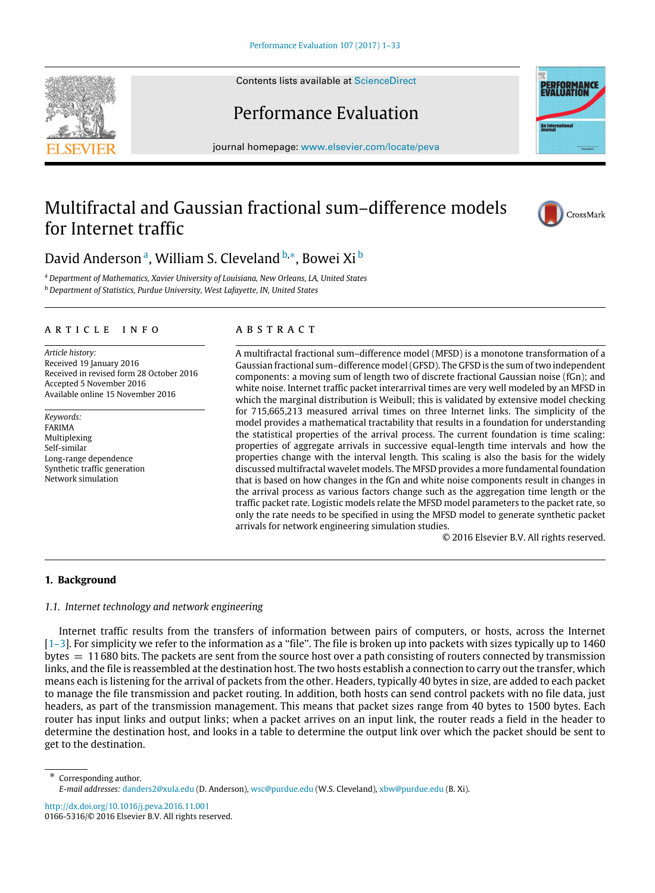# Multifractal and Gaussian fractional sum–difference models for Internet traffic

David Anderson [a], William S. Cleveland [b,*], Bowei Xi [b]

[a] *Department of Mathematics, Xavier University of Louisiana, New Orleans, LA, United States*
[b] *Department of Statistics, Purdue University, West Lafayette, IN, United States*

## ARTICLE INFO

*Article history:*
Received 19 January 2016
Received in revised form 28 October 2016
Accepted 5 November 2016
Available online 15 November 2016

*Keywords:*
FARIMA
Multiplexing
Self-similar
Long-range dependence
Synthetic traffic generation
Network simulation

## ABSTRACT

A multifractal fractional sum–difference model (MFSD) is a monotone transformation of a Gaussian fractional sum–difference model (GFSD). The GFSD is the sum of two independent components: a moving sum of length two of discrete fractional Gaussian noise (fGn); and white noise. Internet traffic packet interarrival times are very well modeled by an MFSD in which the marginal distribution is Weibull; this is validated by extensive model checking for 715,665,213 measured arrival times on three Internet links. The simplicity of the model provides a mathematical tractability that results in a foundation for understanding the statistical properties of the arrival process. The current foundation is time scaling: properties of aggregate arrivals in successive equal-length time intervals and how the properties change with the interval length. This scaling is also the basis for the widely discussed multifractal wavelet models. The MFSD provides a more fundamental foundation that is based on how changes in the fGn and white noise components result in changes in the arrival process as various factors change such as the aggregation time length or the traffic packet rate. Logistic models relate the MFSD model parameters to the packet rate, so only the rate needs to be specified in using the MFSD model to generate synthetic packet arrivals for network engineering simulation studies.

© 2016 Elsevier B.V. All rights reserved.

## 1. Background

### 1.1. Internet technology and network engineering

Internet traffic results from the transfers of information between pairs of computers, or hosts, across the Internet [1–3]. For simplicity we refer to the information as a "file". The file is broken up into packets with sizes typically up to 1460 bytes = 11 680 bits. The packets are sent from the source host over a path consisting of routers connected by transmission links, and the file is reassembled at the destination host. The two hosts establish a connection to carry out the transfer, which means each is listening for the arrival of packets from the other. Headers, typically 40 bytes in size, are added to each packet to manage the file transmission and packet routing. In addition, both hosts can send control packets with no file data, just headers, as part of the transmission management. This means that packet sizes range from 40 bytes to 1500 bytes. Each router has input links and output links; when a packet arrives on an input link, the router reads a field in the header to determine the destination host, and looks in a table to determine the output link over which the packet should be sent to get to the destination.

---

\* Corresponding author.
*E-mail addresses:* danders2@xula.edu (D. Anderson), wsc@purdue.edu (W.S. Cleveland), xbw@purdue.edu (B. Xi).

http://dx.doi.org/10.1016/j.peva.2016.11.001
0166-5316/© 2016 Elsevier B.V. All rights reserved.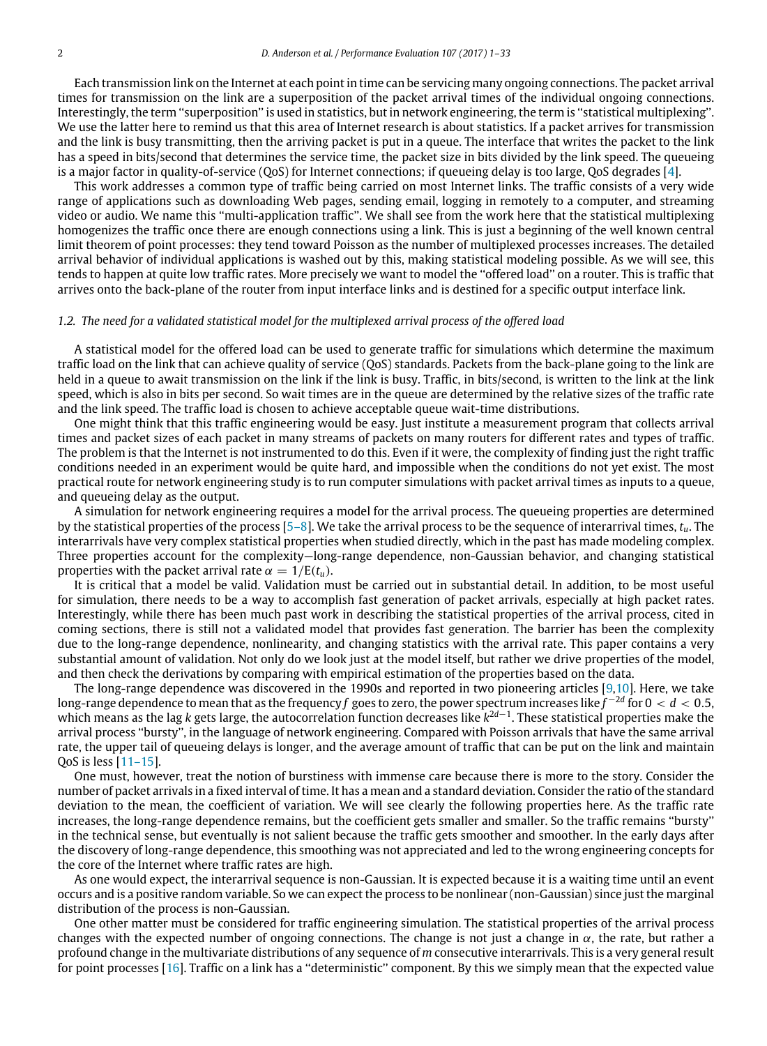Each transmission link on the Internet at each point in time can be servicing many ongoing connections. The packet arrival times for transmission on the link are a superposition of the packet arrival times of the individual ongoing connections. Interestingly, the term "superposition" is used in statistics, but in network engineering, the term is "statistical multiplexing". We use the latter here to remind us that this area of Internet research is about statistics. If a packet arrives for transmission and the link is busy transmitting, then the arriving packet is put in a queue. The interface that writes the packet to the link has a speed in bits/second that determines the service time, the packet size in bits divided by the link speed. The queueing is a major factor in quality-of-service (QoS) for Internet connections; if queueing delay is too large, QoS degrades [4].

This work addresses a common type of traffic being carried on most Internet links. The traffic consists of a very wide range of applications such as downloading Web pages, sending email, logging in remotely to a computer, and streaming video or audio. We name this "multi-application traffic". We shall see from the work here that the statistical multiplexing homogenizes the traffic once there are enough connections using a link. This is just a beginning of the well known central limit theorem of point processes: they tend toward Poisson as the number of multiplexed processes increases. The detailed arrival behavior of individual applications is washed out by this, making statistical modeling possible. As we will see, this tends to happen at quite low traffic rates. More precisely we want to model the "offered load" on a router. This is traffic that arrives onto the back-plane of the router from input interface links and is destined for a specific output interface link.

### *1.2. The need for a validated statistical model for the multiplexed arrival process of the offered load*

A statistical model for the offered load can be used to generate traffic for simulations which determine the maximum traffic load on the link that can achieve quality of service (QoS) standards. Packets from the back-plane going to the link are held in a queue to await transmission on the link if the link is busy. Traffic, in bits/second, is written to the link at the link speed, which is also in bits per second. So wait times are in the queue are determined by the relative sizes of the traffic rate and the link speed. The traffic load is chosen to achieve acceptable queue wait-time distributions.

One might think that this traffic engineering would be easy. Just institute a measurement program that collects arrival times and packet sizes of each packet in many streams of packets on many routers for different rates and types of traffic. The problem is that the Internet is not instrumented to do this. Even if it were, the complexity of finding just the right traffic conditions needed in an experiment would be quite hard, and impossible when the conditions do not yet exist. The most practical route for network engineering study is to run computer simulations with packet arrival times as inputs to a queue, and queueing delay as the output.

A simulation for network engineering requires a model for the arrival process. The queueing properties are determined by the statistical properties of the process [5–8]. We take the arrival process to be the sequence of interarrival times, $t_u$. The interarrivals have very complex statistical properties when studied directly, which in the past has made modeling complex. Three properties account for the complexity—long-range dependence, non-Gaussian behavior, and changing statistical properties with the packet arrival rate $\alpha = 1/\mathrm{E}(t_u)$.

It is critical that a model be valid. Validation must be carried out in substantial detail. In addition, to be most useful for simulation, there needs to be a way to accomplish fast generation of packet arrivals, especially at high packet rates. Interestingly, while there has been much past work in describing the statistical properties of the arrival process, cited in coming sections, there is still not a validated model that provides fast generation. The barrier has been the complexity due to the long-range dependence, nonlinearity, and changing statistics with the arrival rate. This paper contains a very substantial amount of validation. Not only do we look just at the model itself, but rather we drive properties of the model, and then check the derivations by comparing with empirical estimation of the properties based on the data.

The long-range dependence was discovered in the 1990s and reported in two pioneering articles [9,10]. Here, we take long-range dependence to mean that as the frequency $f$ goes to zero, the power spectrum increases like $f^{-2d}$ for $0 < d < 0.5$, which means as the lag $k$ gets large, the autocorrelation function decreases like $k^{2d-1}$. These statistical properties make the arrival process "bursty", in the language of network engineering. Compared with Poisson arrivals that have the same arrival rate, the upper tail of queueing delays is longer, and the average amount of traffic that can be put on the link and maintain QoS is less [11–15].

One must, however, treat the notion of burstiness with immense care because there is more to the story. Consider the number of packet arrivals in a fixed interval of time. It has a mean and a standard deviation. Consider the ratio of the standard deviation to the mean, the coefficient of variation. We will see clearly the following properties here. As the traffic rate increases, the long-range dependence remains, but the coefficient gets smaller and smaller. So the traffic remains "bursty" in the technical sense, but eventually is not salient because the traffic gets smoother and smoother. In the early days after the discovery of long-range dependence, this smoothing was not appreciated and led to the wrong engineering concepts for the core of the Internet where traffic rates are high.

As one would expect, the interarrival sequence is non-Gaussian. It is expected because it is a waiting time until an event occurs and is a positive random variable. So we can expect the process to be nonlinear (non-Gaussian) since just the marginal distribution of the process is non-Gaussian.

One other matter must be considered for traffic engineering simulation. The statistical properties of the arrival process changes with the expected number of ongoing connections. The change is not just a change in $\alpha$, the rate, but rather a profound change in the multivariate distributions of any sequence of $m$ consecutive interarrivals. This is a very general result for point processes [16]. Traffic on a link has a "deterministic" component. By this we simply mean that the expected value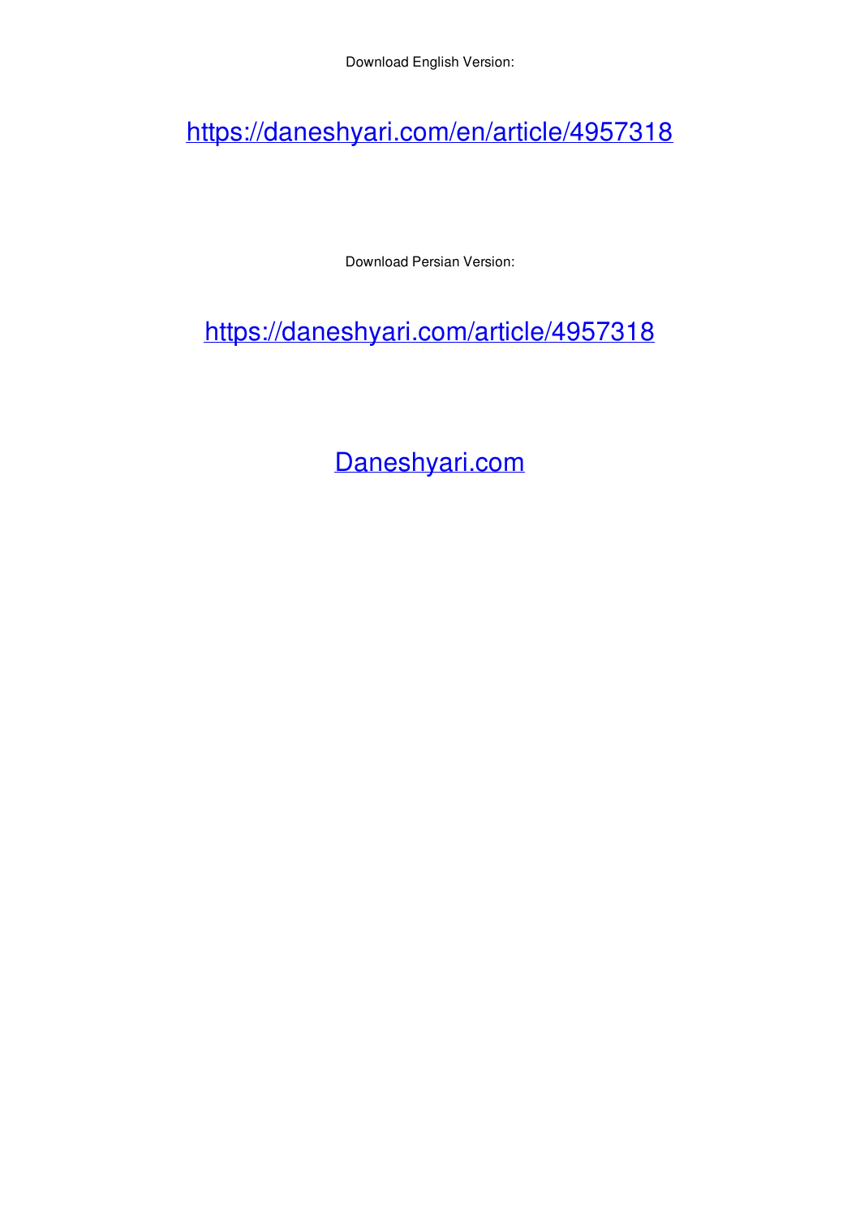Download English Version:

https://daneshyari.com/en/article/4957318

Download Persian Version:

https://daneshyari.com/article/4957318

Daneshyari.com